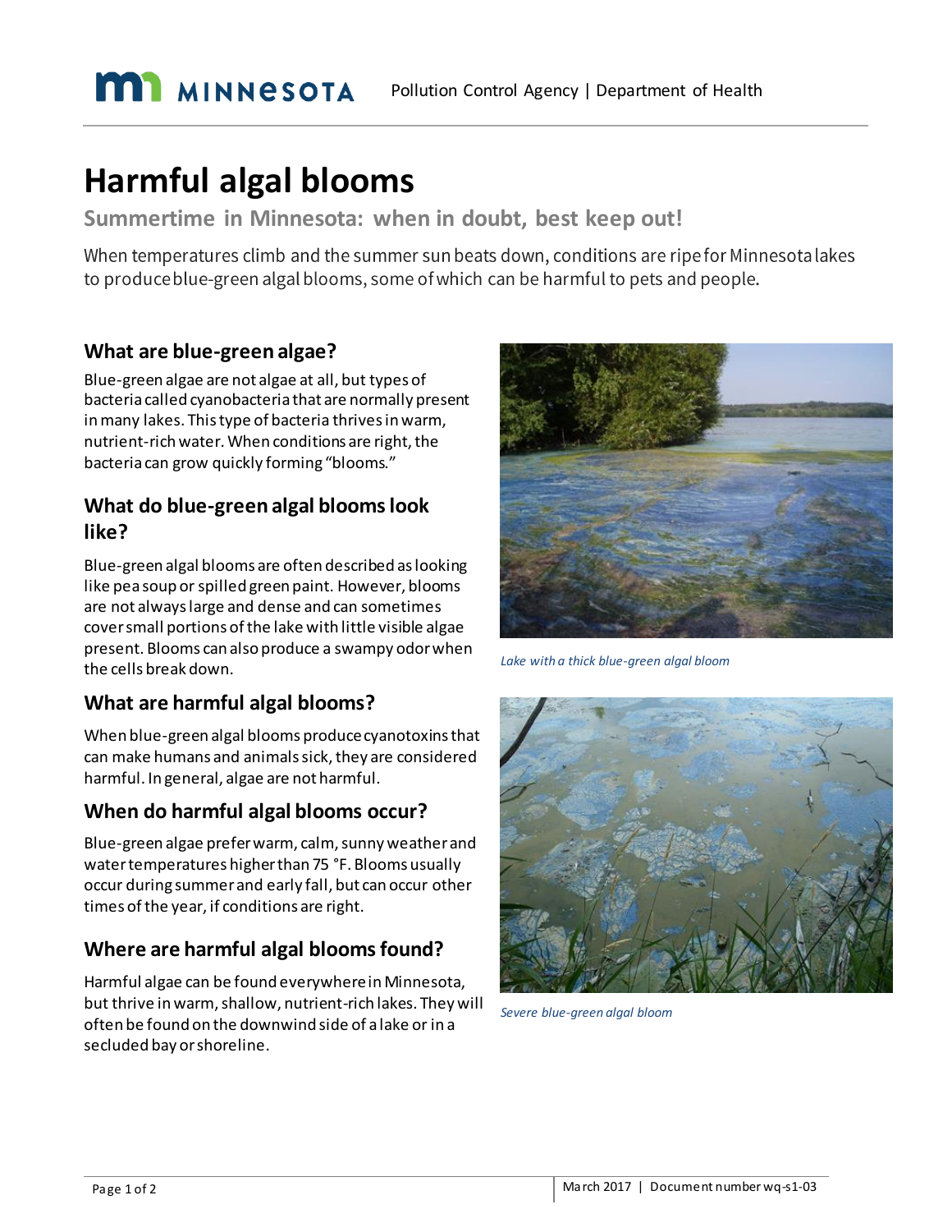# Harmful algal blooms

## Summertime in Minnesota: when in doubt, best keep out!

When temperatures climb and the summer sun beats down, conditions are ripe for Minnesota lakes to produce blue-green algal blooms, some of which can be harmful to pets and people.

### What are blue-green algae?

Blue-green algae are not algae at all, but types of bacteria called cyanobacteria that are normally present in many lakes. This type of bacteria thrives in warm, nutrient-rich water. When conditions are right, the bacteria can grow quickly forming "blooms."

### What do blue-green algal blooms look like?

Blue-green algal blooms are often described as looking like pea soup or spilled green paint. However, blooms are not always large and dense and can sometimes cover small portions of the lake with little visible algae present. Blooms can also produce a swampy odor when the cells break down.

*Lake with a thick blue-green algal bloom*

### What are harmful algal blooms?

When blue-green algal blooms produce cyanotoxins that can make humans and animals sick, they are considered harmful. In general, algae are not harmful.

### When do harmful algal blooms occur?

Blue-green algae prefer warm, calm, sunny weather and water temperatures higher than 75 °F. Blooms usually occur during summer and early fall, but can occur other times of the year, if conditions are right.

### Where are harmful algal blooms found?

Harmful algae can be found everywhere in Minnesota, but thrive in warm, shallow, nutrient-rich lakes. They will often be found on the downwind side of a lake or in a secluded bay or shoreline.

*Severe blue-green algal bloom*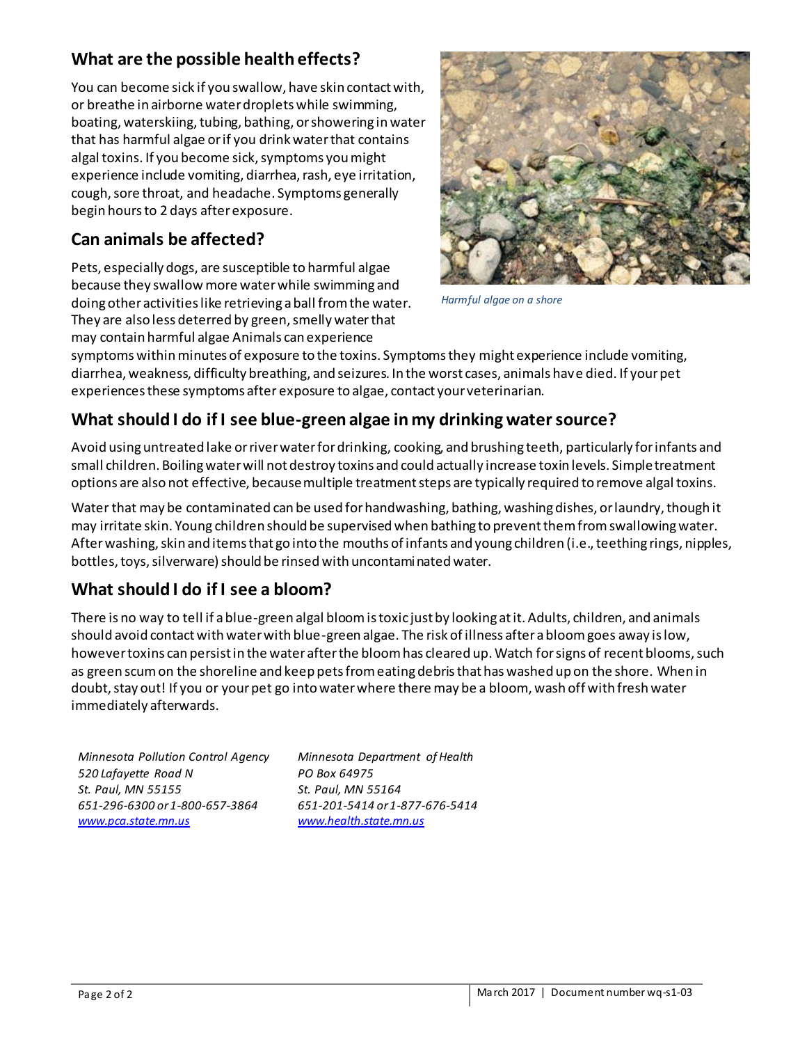## What are the possible health effects?

You can become sick if you swallow, have skin contact with, or breathe in airborne water droplets while swimming, boating, waterskiing, tubing, bathing, or showering in water that has harmful algae or if you drink water that contains algal toxins. If you become sick, symptoms you might experience include vomiting, diarrhea, rash, eye irritation, cough, sore throat, and headache. Symptoms generally begin hours to 2 days after exposure.

## Can animals be affected?

Pets, especially dogs, are susceptible to harmful algae because they swallow more water while swimming and doing other activities like retrieving a ball from the water. They are also less deterred by green, smelly water that may contain harmful algae Animals can experience symptoms within minutes of exposure to the toxins. Symptoms they might experience include vomiting, diarrhea, weakness, difficulty breathing, and seizures. In the worst cases, animals have died. If your pet experiences these symptoms after exposure to algae, contact your veterinarian.

*Harmful algae on a shore*

## What should I do if I see blue-green algae in my drinking water source?

Avoid using untreated lake or river water for drinking, cooking, and brushing teeth, particularly for infants and small children. Boiling water will not destroy toxins and could actually increase toxin levels. Simple treatment options are also not effective, because multiple treatment steps are typically required to remove algal toxins.

Water that may be contaminated can be used for handwashing, bathing, washing dishes, or laundry, though it may irritate skin. Young children should be supervised when bathing to prevent them from swallowing water. After washing, skin and items that go into the mouths of infants and young children (i.e., teething rings, nipples, bottles, toys, silverware) should be rinsed with uncontaminated water.

## What should I do if I see a bloom?

There is no way to tell if a blue-green algal bloom is toxic just by looking at it. Adults, children, and animals should avoid contact with water with blue-green algae. The risk of illness after a bloom goes away is low, however toxins can persist in the water after the bloom has cleared up. Watch for signs of recent blooms, such as green scum on the shoreline and keep pets from eating debris that has washed up on the shore. When in doubt, stay out! If you or your pet go into water where there may be a bloom, wash off with fresh water immediately afterwards.

*Minnesota Pollution Control Agency*
*520 Lafayette Road N*
*St. Paul, MN 55155*
*651-296-6300 or 1-800-657-3864*
*www.pca.state.mn.us*

*Minnesota Department of Health*
*PO Box 64975*
*St. Paul, MN 55164*
*651-201-5414 or 1-877-676-5414*
*www.health.state.mn.us*

March 2017 | Document number wq-s1-03